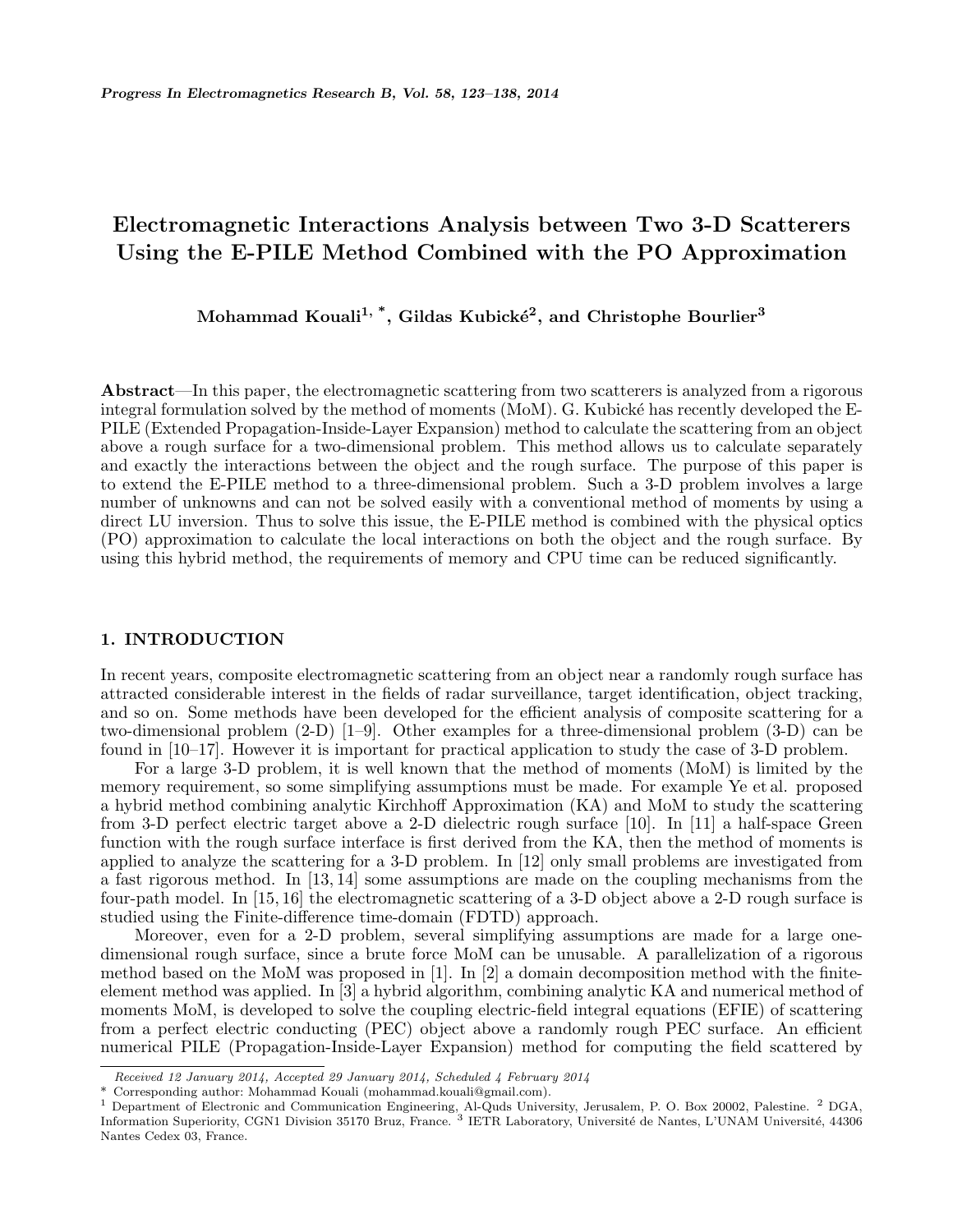# Electromagnetic Interactions Analysis between Two 3-D Scatterers Using the E-PILE Method Combined with the PO Approximation

**Mohammad Kouali[1, *], Gildas Kubické[2], and Christophe Bourlier[3]**

**Abstract**—In this paper, the electromagnetic scattering from two scatterers is analyzed from a rigorous integral formulation solved by the method of moments (MoM). G. Kubické has recently developed the E-PILE (Extended Propagation-Inside-Layer Expansion) method to calculate the scattering from an object above a rough surface for a two-dimensional problem. This method allows us to calculate separately and exactly the interactions between the object and the rough surface. The purpose of this paper is to extend the E-PILE method to a three-dimensional problem. Such a 3-D problem involves a large number of unknowns and can not be solved easily with a conventional method of moments by using a direct LU inversion. Thus to solve this issue, the E-PILE method is combined with the physical optics (PO) approximation to calculate the local interactions on both the object and the rough surface. By using this hybrid method, the requirements of memory and CPU time can be reduced significantly.

## 1. INTRODUCTION

In recent years, composite electromagnetic scattering from an object near a randomly rough surface has attracted considerable interest in the fields of radar surveillance, target identification, object tracking, and so on. Some methods have been developed for the efficient analysis of composite scattering for a two-dimensional problem (2-D) [1–9]. Other examples for a three-dimensional problem (3-D) can be found in [10–17]. However it is important for practical application to study the case of 3-D problem.

For a large 3-D problem, it is well known that the method of moments (MoM) is limited by the memory requirement, so some simplifying assumptions must be made. For example Ye et al. proposed a hybrid method combining analytic Kirchhoff Approximation (KA) and MoM to study the scattering from 3-D perfect electric target above a 2-D dielectric rough surface [10]. In [11] a half-space Green function with the rough surface interface is first derived from the KA, then the method of moments is applied to analyze the scattering for a 3-D problem. In [12] only small problems are investigated from a fast rigorous method. In [13, 14] some assumptions are made on the coupling mechanisms from the four-path model. In [15, 16] the electromagnetic scattering of a 3-D object above a 2-D rough surface is studied using the Finite-difference time-domain (FDTD) approach.

Moreover, even for a 2-D problem, several simplifying assumptions are made for a large one-dimensional rough surface, since a brute force MoM can be unusable. A parallelization of a rigorous method based on the MoM was proposed in [1]. In [2] a domain decomposition method with the finite-element method was applied. In [3] a hybrid algorithm, combining analytic KA and numerical method of moments MoM, is developed to solve the coupling electric-field integral equations (EFIE) of scattering from a perfect electric conducting (PEC) object above a randomly rough PEC surface. An efficient numerical PILE (Propagation-Inside-Layer Expansion) method for computing the field scattered by

*Received 12 January 2014, Accepted 29 January 2014, Scheduled 4 February 2014*

\* Corresponding author: Mohammad Kouali (mohammad.kouali@gmail.com).

[1] Department of Electronic and Communication Engineering, Al-Quds University, Jerusalem, P. O. Box 20002, Palestine. [2] DGA, Information Superiority, CGN1 Division 35170 Bruz, France. [3] IETR Laboratory, Université de Nantes, L'UNAM Université, 44306 Nantes Cedex 03, France.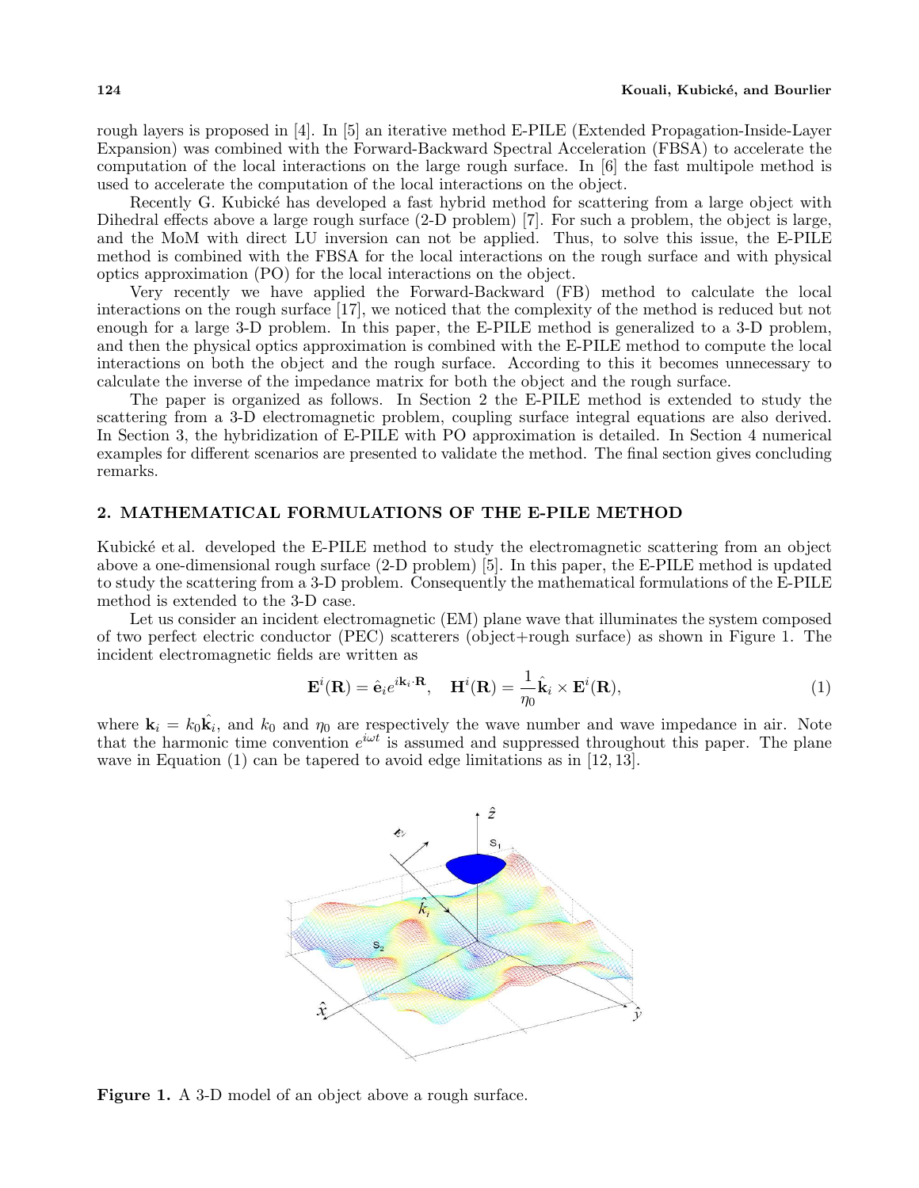rough layers is proposed in [4]. In [5] an iterative method E-PILE (Extended Propagation-Inside-Layer Expansion) was combined with the Forward-Backward Spectral Acceleration (FBSA) to accelerate the computation of the local interactions on the large rough surface. In [6] the fast multipole method is used to accelerate the computation of the local interactions on the object.

Recently G. Kubické has developed a fast hybrid method for scattering from a large object with Dihedral effects above a large rough surface (2-D problem) [7]. For such a problem, the object is large, and the MoM with direct LU inversion can not be applied. Thus, to solve this issue, the E-PILE method is combined with the FBSA for the local interactions on the rough surface and with physical optics approximation (PO) for the local interactions on the object.

Very recently we have applied the Forward-Backward (FB) method to calculate the local interactions on the rough surface [17], we noticed that the complexity of the method is reduced but not enough for a large 3-D problem. In this paper, the E-PILE method is generalized to a 3-D problem, and then the physical optics approximation is combined with the E-PILE method to compute the local interactions on both the object and the rough surface. According to this it becomes unnecessary to calculate the inverse of the impedance matrix for both the object and the rough surface.

The paper is organized as follows. In Section 2 the E-PILE method is extended to study the scattering from a 3-D electromagnetic problem, coupling surface integral equations are also derived. In Section 3, the hybridization of E-PILE with PO approximation is detailed. In Section 4 numerical examples for different scenarios are presented to validate the method. The final section gives concluding remarks.

## 2. MATHEMATICAL FORMULATIONS OF THE E-PILE METHOD

Kubické et al. developed the E-PILE method to study the electromagnetic scattering from an object above a one-dimensional rough surface (2-D problem) [5]. In this paper, the E-PILE method is updated to study the scattering from a 3-D problem. Consequently the mathematical formulations of the E-PILE method is extended to the 3-D case.

Let us consider an incident electromagnetic (EM) plane wave that illuminates the system composed of two perfect electric conductor (PEC) scatterers (object+rough surface) as shown in Figure 1. The incident electromagnetic fields are written as

$$\mathbf{E}^i(\mathbf{R}) = \hat{\mathbf{e}}_i e^{i\mathbf{k}_i\cdot\mathbf{R}}, \quad \mathbf{H}^i(\mathbf{R}) = \frac{1}{\eta_0}\hat{\mathbf{k}}_i \times \mathbf{E}^i(\mathbf{R}), \tag{1}$$

where $\mathbf{k}_i = k_0\hat{\mathbf{k}_i}$, and $k_0$ and $\eta_0$ are respectively the wave number and wave impedance in air. Note that the harmonic time convention $e^{i\omega t}$ is assumed and suppressed throughout this paper. The plane wave in Equation (1) can be tapered to avoid edge limitations as in [12, 13].

$\hat{z}$
$e_i$
$S_1$
$\hat{k}_i$
$S_2$
$\hat{x}$
$\hat{y}$

**Figure 1.** A 3-D model of an object above a rough surface.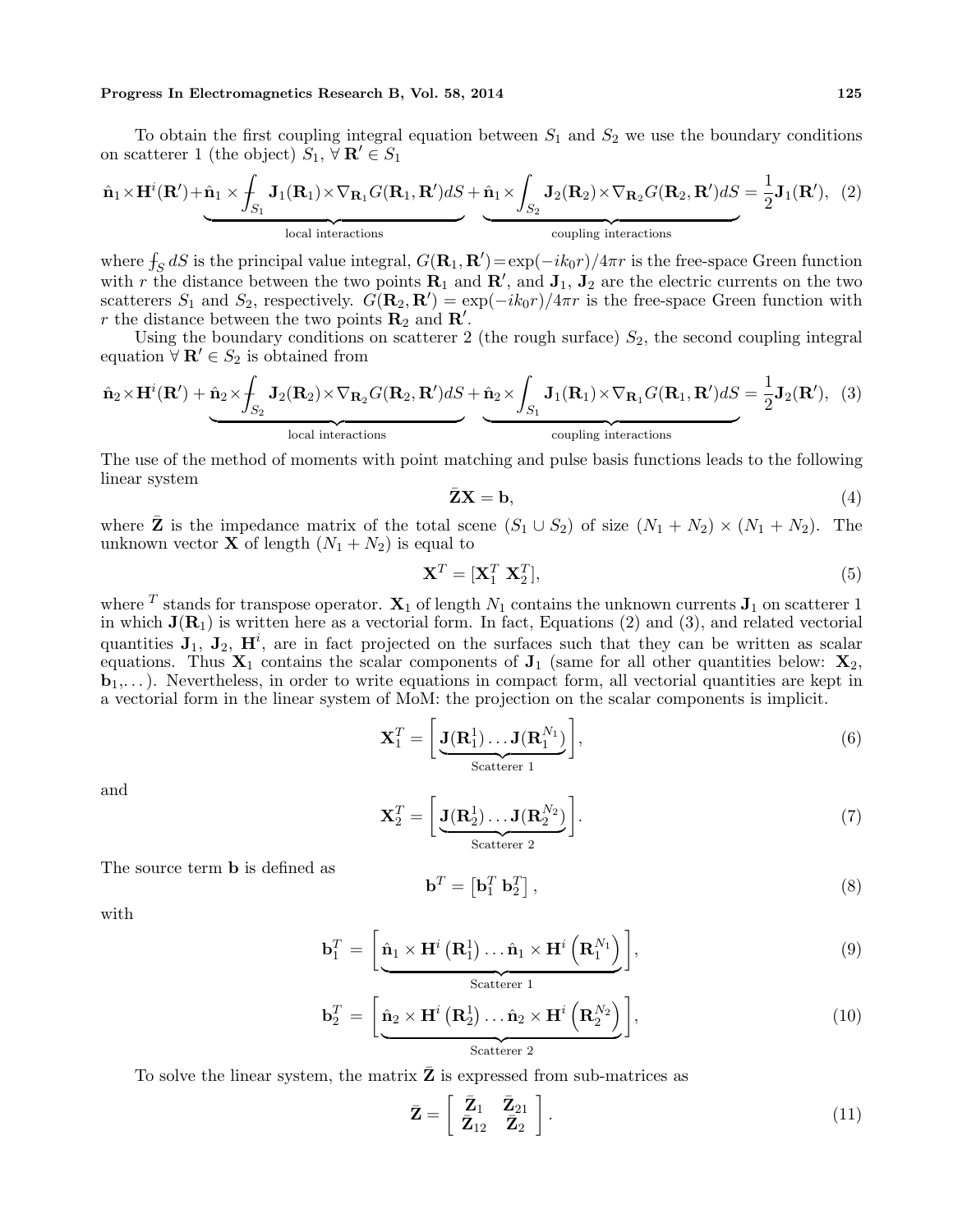To obtain the first coupling integral equation between $S_1$ and $S_2$ we use the boundary conditions on scatterer 1 (the object) $S_1$, $\forall\, \mathbf{R}' \in S_1$

$$\hat{\mathbf{n}}_1 \times \mathbf{H}^i(\mathbf{R}') + \underbrace{\hat{\mathbf{n}}_1 \times \fint_{S_1} \mathbf{J}_1(\mathbf{R}_1) \times \nabla_{\mathbf{R}_1} G(\mathbf{R}_1, \mathbf{R}') dS}_{\text{local interactions}} + \underbrace{\hat{\mathbf{n}}_1 \times \int_{S_2} \mathbf{J}_2(\mathbf{R}_2) \times \nabla_{\mathbf{R}_2} G(\mathbf{R}_2, \mathbf{R}') dS}_{\text{coupling interactions}} = \frac{1}{2}\mathbf{J}_1(\mathbf{R}'), \quad (2)$$

where $\fint_S dS$ is the principal value integral, $G(\mathbf{R}_1, \mathbf{R}') = \exp(-ik_0 r)/4\pi r$ is the free-space Green function with $r$ the distance between the two points $\mathbf{R}_1$ and $\mathbf{R}'$, and $\mathbf{J}_1$, $\mathbf{J}_2$ are the electric currents on the two scatterers $S_1$ and $S_2$, respectively. $G(\mathbf{R}_2, \mathbf{R}') = \exp(-ik_0 r)/4\pi r$ is the free-space Green function with $r$ the distance between the two points $\mathbf{R}_2$ and $\mathbf{R}'$.

Using the boundary conditions on scatterer 2 (the rough surface) $S_2$, the second coupling integral equation $\forall\, \mathbf{R}' \in S_2$ is obtained from

$$\hat{\mathbf{n}}_2 \times \mathbf{H}^i(\mathbf{R}') + \underbrace{\hat{\mathbf{n}}_2 \times \fint_{S_2} \mathbf{J}_2(\mathbf{R}_2) \times \nabla_{\mathbf{R}_2} G(\mathbf{R}_2, \mathbf{R}') dS}_{\text{local interactions}} + \underbrace{\hat{\mathbf{n}}_2 \times \int_{S_1} \mathbf{J}_1(\mathbf{R}_1) \times \nabla_{\mathbf{R}_1} G(\mathbf{R}_1, \mathbf{R}') dS}_{\text{coupling interactions}} = \frac{1}{2}\mathbf{J}_2(\mathbf{R}'), \quad (3)$$

The use of the method of moments with point matching and pulse basis functions leads to the following linear system

$$\bar{\mathbf{Z}}\mathbf{X} = \mathbf{b}, \quad (4)$$

where $\bar{\mathbf{Z}}$ is the impedance matrix of the total scene $(S_1 \cup S_2)$ of size $(N_1 + N_2) \times (N_1 + N_2)$. The unknown vector $\mathbf{X}$ of length $(N_1 + N_2)$ is equal to

$$\mathbf{X}^T = [\mathbf{X}_1^T \ \mathbf{X}_2^T], \quad (5)$$

where $^T$ stands for transpose operator. $\mathbf{X}_1$ of length $N_1$ contains the unknown currents $\mathbf{J}_1$ on scatterer 1 in which $\mathbf{J}(\mathbf{R}_1)$ is written here as a vectorial form. In fact, Equations (2) and (3), and related vectorial quantities $\mathbf{J}_1$, $\mathbf{J}_2$, $\mathbf{H}^i$, are in fact projected on the surfaces such that they can be written as scalar equations. Thus $\mathbf{X}_1$ contains the scalar components of $\mathbf{J}_1$ (same for all other quantities below: $\mathbf{X}_2$, $\mathbf{b}_1$,...). Nevertheless, in order to write equations in compact form, all vectorial quantities are kept in a vectorial form in the linear system of MoM: the projection on the scalar components is implicit.

$$\mathbf{X}_1^T = \Big[\underbrace{\mathbf{J}(\mathbf{R}_1^1) \ldots \mathbf{J}(\mathbf{R}_1^{N_1})}_{\text{Scatterer 1}}\Big], \quad (6)$$

and

$$\mathbf{X}_2^T = \Big[\underbrace{\mathbf{J}(\mathbf{R}_2^1) \ldots \mathbf{J}(\mathbf{R}_2^{N_2})}_{\text{Scatterer 2}}\Big]. \quad (7)$$

The source term $\mathbf{b}$ is defined as

$$\mathbf{b}^T = \left[\mathbf{b}_1^T \ \mathbf{b}_2^T\right], \quad (8)$$

with

$$\mathbf{b}_1^T = \Big[\underbrace{\hat{\mathbf{n}}_1 \times \mathbf{H}^i\left(\mathbf{R}_1^1\right) \ldots \hat{\mathbf{n}}_1 \times \mathbf{H}^i\left(\mathbf{R}_1^{N_1}\right)}_{\text{Scatterer 1}}\Big], \quad (9)$$

$$\mathbf{b}_2^T = \Big[\underbrace{\hat{\mathbf{n}}_2 \times \mathbf{H}^i\left(\mathbf{R}_2^1\right) \ldots \hat{\mathbf{n}}_2 \times \mathbf{H}^i\left(\mathbf{R}_2^{N_2}\right)}_{\text{Scatterer 2}}\Big], \quad (10)$$

To solve the linear system, the matrix $\bar{\mathbf{Z}}$ is expressed from sub-matrices as

$$\bar{\mathbf{Z}} = \begin{bmatrix} \bar{\mathbf{Z}}_1 & \bar{\mathbf{Z}}_{21} \\ \bar{\mathbf{Z}}_{12} & \bar{\mathbf{Z}}_2 \end{bmatrix}. \quad (11)$$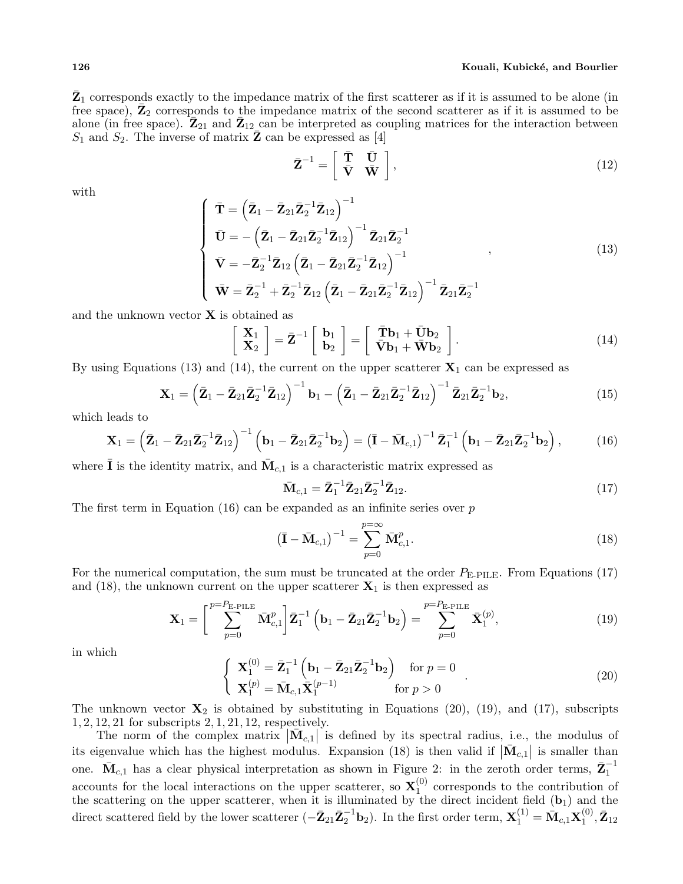$\bar{\mathbf{Z}}_1$ corresponds exactly to the impedance matrix of the first scatterer as if it is assumed to be alone (in free space), $\bar{\mathbf{Z}}_2$ corresponds to the impedance matrix of the second scatterer as if it is assumed to be alone (in free space). $\bar{\mathbf{Z}}_{21}$ and $\bar{\mathbf{Z}}_{12}$ can be interpreted as coupling matrices for the interaction between $S_1$ and $S_2$. The inverse of matrix $\bar{\mathbf{Z}}$ can be expressed as [4]

$$\bar{\mathbf{Z}}^{-1} = \begin{bmatrix} \bar{\mathbf{T}} & \bar{\mathbf{U}} \\ \bar{\mathbf{V}} & \bar{\mathbf{W}} \end{bmatrix}, \tag{12}$$

with

$$\begin{cases} \bar{\mathbf{T}} = \left(\bar{\mathbf{Z}}_1 - \bar{\mathbf{Z}}_{21}\bar{\mathbf{Z}}_2^{-1}\bar{\mathbf{Z}}_{12}\right)^{-1} \\ \bar{\mathbf{U}} = -\left(\bar{\mathbf{Z}}_1 - \bar{\mathbf{Z}}_{21}\bar{\mathbf{Z}}_2^{-1}\bar{\mathbf{Z}}_{12}\right)^{-1}\bar{\mathbf{Z}}_{21}\bar{\mathbf{Z}}_2^{-1} \\ \bar{\mathbf{V}} = -\bar{\mathbf{Z}}_2^{-1}\bar{\mathbf{Z}}_{12}\left(\bar{\mathbf{Z}}_1 - \bar{\mathbf{Z}}_{21}\bar{\mathbf{Z}}_2^{-1}\bar{\mathbf{Z}}_{12}\right)^{-1} \\ \bar{\mathbf{W}} = \bar{\mathbf{Z}}_2^{-1} + \bar{\mathbf{Z}}_2^{-1}\bar{\mathbf{Z}}_{12}\left(\bar{\mathbf{Z}}_1 - \bar{\mathbf{Z}}_{21}\bar{\mathbf{Z}}_2^{-1}\bar{\mathbf{Z}}_{12}\right)^{-1}\bar{\mathbf{Z}}_{21}\bar{\mathbf{Z}}_2^{-1} \end{cases}, \tag{13}$$

and the unknown vector $\mathbf{X}$ is obtained as

$$\begin{bmatrix} \mathbf{X}_1 \\ \mathbf{X}_2 \end{bmatrix} = \bar{\mathbf{Z}}^{-1}\begin{bmatrix} \mathbf{b}_1 \\ \mathbf{b}_2 \end{bmatrix} = \begin{bmatrix} \bar{\mathbf{T}}\mathbf{b}_1 + \bar{\mathbf{U}}\mathbf{b}_2 \\ \bar{\mathbf{V}}\mathbf{b}_1 + \bar{\mathbf{W}}\mathbf{b}_2 \end{bmatrix}. \tag{14}$$

By using Equations (13) and (14), the current on the upper scatterer $\mathbf{X}_1$ can be expressed as

$$\mathbf{X}_1 = \left(\bar{\mathbf{Z}}_1 - \bar{\mathbf{Z}}_{21}\bar{\mathbf{Z}}_2^{-1}\bar{\mathbf{Z}}_{12}\right)^{-1}\mathbf{b}_1 - \left(\bar{\mathbf{Z}}_1 - \bar{\mathbf{Z}}_{21}\bar{\mathbf{Z}}_2^{-1}\bar{\mathbf{Z}}_{12}\right)^{-1}\bar{\mathbf{Z}}_{21}\bar{\mathbf{Z}}_2^{-1}\mathbf{b}_2, \tag{15}$$

which leads to

$$\mathbf{X}_1 = \left(\bar{\mathbf{Z}}_1 - \bar{\mathbf{Z}}_{21}\bar{\mathbf{Z}}_2^{-1}\bar{\mathbf{Z}}_{12}\right)^{-1}\left(\mathbf{b}_1 - \bar{\mathbf{Z}}_{21}\bar{\mathbf{Z}}_2^{-1}\mathbf{b}_2\right) = \left(\bar{\mathbf{I}} - \bar{\mathbf{M}}_{c,1}\right)^{-1}\bar{\mathbf{Z}}_1^{-1}\left(\mathbf{b}_1 - \bar{\mathbf{Z}}_{21}\bar{\mathbf{Z}}_2^{-1}\mathbf{b}_2\right), \tag{16}$$

where $\bar{\mathbf{I}}$ is the identity matrix, and $\bar{\mathbf{M}}_{c,1}$ is a characteristic matrix expressed as

$$\bar{\mathbf{M}}_{c,1} = \bar{\mathbf{Z}}_1^{-1}\bar{\mathbf{Z}}_{21}\bar{\mathbf{Z}}_2^{-1}\bar{\mathbf{Z}}_{12}. \tag{17}$$

The first term in Equation (16) can be expanded as an infinite series over $p$

$$\left(\bar{\mathbf{I}} - \bar{\mathbf{M}}_{c,1}\right)^{-1} = \sum_{p=0}^{p=\infty}\bar{\mathbf{M}}_{c,1}^p. \tag{18}$$

For the numerical computation, the sum must be truncated at the order $P_{\text{E-PILE}}$. From Equations (17) and (18), the unknown current on the upper scatterer $\mathbf{X}_1$ is then expressed as

$$\mathbf{X}_1 = \left[\sum_{p=0}^{p=P_{\text{E-PILE}}}\bar{\mathbf{M}}_{c,1}^p\right]\bar{\mathbf{Z}}_1^{-1}\left(\mathbf{b}_1 - \bar{\mathbf{Z}}_{21}\bar{\mathbf{Z}}_2^{-1}\mathbf{b}_2\right) = \sum_{p=0}^{p=P_{\text{E-PILE}}}\bar{\mathbf{X}}_1^{(p)}, \tag{19}$$

in which

$$\begin{cases} \mathbf{X}_1^{(0)} = \bar{\mathbf{Z}}_1^{-1}\left(\mathbf{b}_1 - \bar{\mathbf{Z}}_{21}\bar{\mathbf{Z}}_2^{-1}\mathbf{b}_2\right) & \text{for } p = 0 \\ \mathbf{X}_1^{(p)} = \bar{\mathbf{M}}_{c,1}\bar{\mathbf{X}}_1^{(p-1)} & \text{for } p > 0 \end{cases}. \tag{20}$$

The unknown vector $\mathbf{X}_2$ is obtained by substituting in Equations (20), (19), and (17), subscripts $1, 2, 12, 21$ for subscripts $2, 1, 21, 12$, respectively.

The norm of the complex matrix $\left|\bar{\mathbf{M}}_{c,1}\right|$ is defined by its spectral radius, i.e., the modulus of its eigenvalue which has the highest modulus. Expansion (18) is then valid if $\left|\bar{\mathbf{M}}_{c,1}\right|$ is smaller than one. $\bar{\mathbf{M}}_{c,1}$ has a clear physical interpretation as shown in Figure 2: in the zeroth order terms, $\bar{\mathbf{Z}}_1^{-1}$ accounts for the local interactions on the upper scatterer, so $\mathbf{X}_1^{(0)}$ corresponds to the contribution of the scattering on the upper scatterer, when it is illuminated by the direct incident field ($\mathbf{b}_1$) and the direct scattered field by the lower scatterer ($-\bar{\mathbf{Z}}_{21}\bar{\mathbf{Z}}_2^{-1}\mathbf{b}_2$). In the first order term, $\mathbf{X}_1^{(1)} = \bar{\mathbf{M}}_{c,1}\mathbf{X}_1^{(0)}$, $\bar{\mathbf{Z}}_{12}$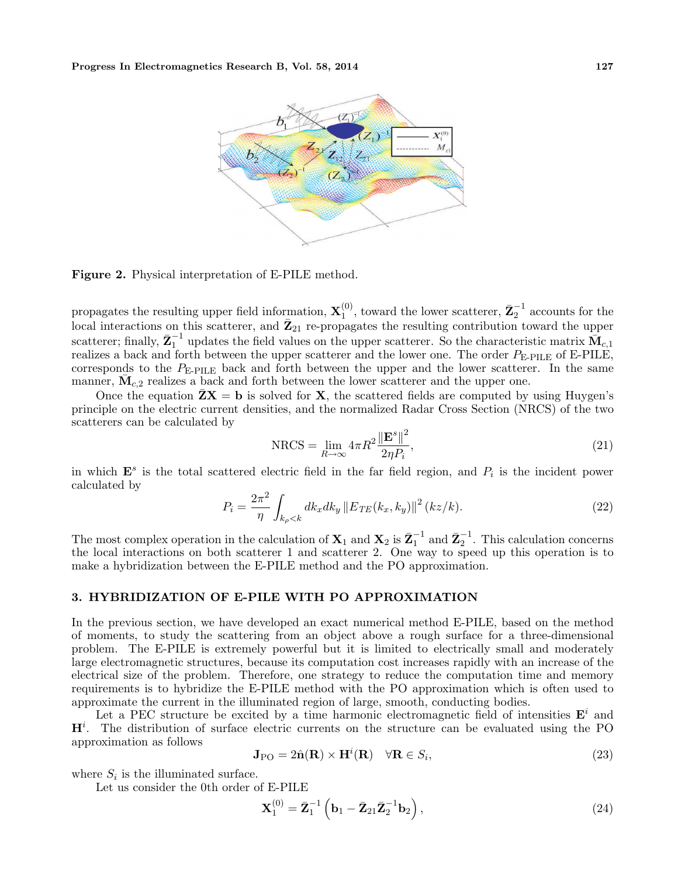Figure 2. Physical interpretation of E-PILE method.

propagates the resulting upper field information, $\mathbf{X}_1^{(0)}$, toward the lower scatterer, $\bar{\mathbf{Z}}_2^{-1}$ accounts for the local interactions on this scatterer, and $\bar{\mathbf{Z}}_{21}$ re-propagates the resulting contribution toward the upper scatterer; finally, $\bar{\mathbf{Z}}_1^{-1}$ updates the field values on the upper scatterer. So the characteristic matrix $\bar{\mathbf{M}}_{c,1}$ realizes a back and forth between the upper scatterer and the lower one. The order $P_{\text{E-PILE}}$ of E-PILE, corresponds to the $P_{\text{E-PILE}}$ back and forth between the upper and the lower scatterer. In the same manner, $\bar{\mathbf{M}}_{c,2}$ realizes a back and forth between the lower scatterer and the upper one.

Once the equation $\bar{\mathbf{Z}}\mathbf{X} = \mathbf{b}$ is solved for $\mathbf{X}$, the scattered fields are computed by using Huygen's principle on the electric current densities, and the normalized Radar Cross Section (NRCS) of the two scatterers can be calculated by

$$\text{NRCS} = \lim_{R\to\infty} 4\pi R^2 \frac{\|\mathbf{E}^s\|^2}{2\eta P_i}, \tag{21}$$

in which $\mathbf{E}^s$ is the total scattered electric field in the far field region, and $P_i$ is the incident power calculated by

$$P_i = \frac{2\pi^2}{\eta} \int_{k_\rho<k} dk_x dk_y \left\|E_{TE}(k_x, k_y)\right\|^2 (kz/k). \tag{22}$$

The most complex operation in the calculation of $\mathbf{X}_1$ and $\mathbf{X}_2$ is $\bar{\mathbf{Z}}_1^{-1}$ and $\bar{\mathbf{Z}}_2^{-1}$. This calculation concerns the local interactions on both scatterer 1 and scatterer 2. One way to speed up this operation is to make a hybridization between the E-PILE method and the PO approximation.

## 3. HYBRIDIZATION OF E-PILE WITH PO APPROXIMATION

In the previous section, we have developed an exact numerical method E-PILE, based on the method of moments, to study the scattering from an object above a rough surface for a three-dimensional problem. The E-PILE is extremely powerful but it is limited to electrically small and moderately large electromagnetic structures, because its computation cost increases rapidly with an increase of the electrical size of the problem. Therefore, one strategy to reduce the computation time and memory requirements is to hybridize the E-PILE method with the PO approximation which is often used to approximate the current in the illuminated region of large, smooth, conducting bodies.

Let a PEC structure be excited by a time harmonic electromagnetic field of intensities $\mathbf{E}^i$ and $\mathbf{H}^i$. The distribution of surface electric currents on the structure can be evaluated using the PO approximation as follows

$$\mathbf{J}_{\text{PO}} = 2\hat{\mathbf{n}}(\mathbf{R}) \times \mathbf{H}^i(\mathbf{R}) \quad \forall \mathbf{R} \in S_i, \tag{23}$$

where $S_i$ is the illuminated surface.

Let us consider the 0th order of E-PILE

$$\mathbf{X}_1^{(0)} = \bar{\mathbf{Z}}_1^{-1}\left(\mathbf{b}_1 - \bar{\mathbf{Z}}_{21}\bar{\mathbf{Z}}_2^{-1}\mathbf{b}_2\right), \tag{24}$$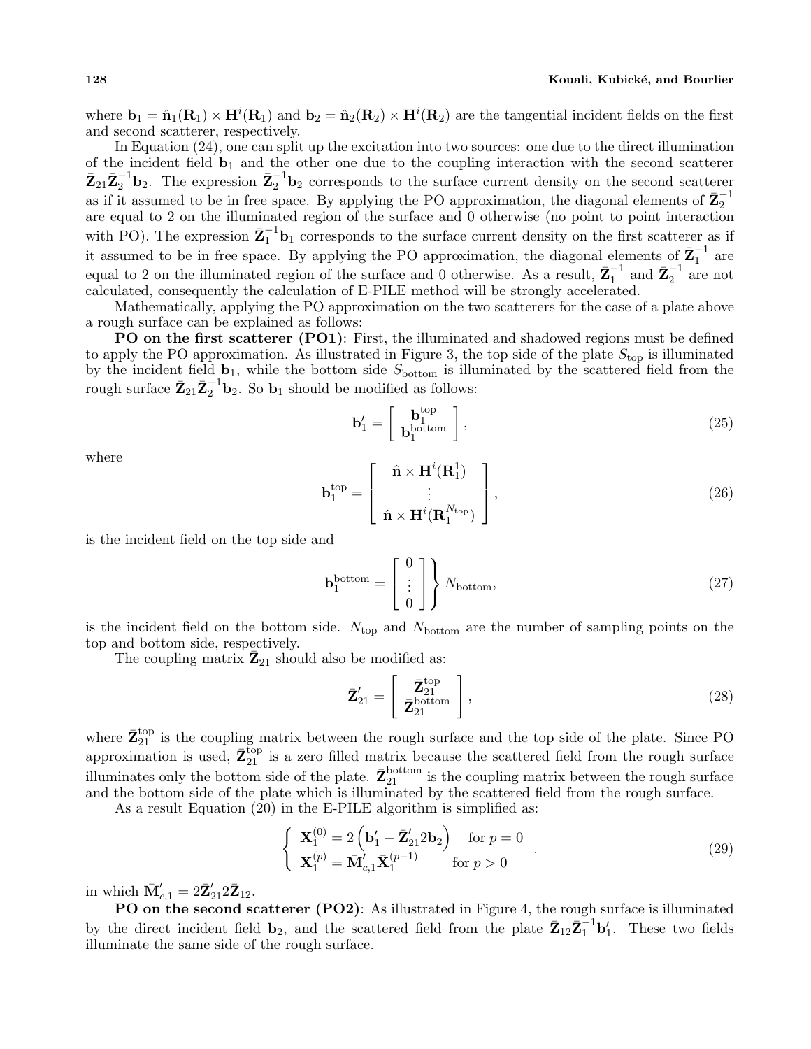where $\mathbf{b}_1 = \hat{\mathbf{n}}_1(\mathbf{R}_1) \times \mathbf{H}^i(\mathbf{R}_1)$ and $\mathbf{b}_2 = \hat{\mathbf{n}}_2(\mathbf{R}_2) \times \mathbf{H}^i(\mathbf{R}_2)$ are the tangential incident fields on the first and second scatterer, respectively.

In Equation (24), one can split up the excitation into two sources: one due to the direct illumination of the incident field $\mathbf{b}_1$ and the other one due to the coupling interaction with the second scatterer $\bar{\mathbf{Z}}_{21}\bar{\mathbf{Z}}_2^{-1}\mathbf{b}_2$. The expression $\bar{\mathbf{Z}}_2^{-1}\mathbf{b}_2$ corresponds to the surface current density on the second scatterer as if it assumed to be in free space. By applying the PO approximation, the diagonal elements of $\bar{\mathbf{Z}}_2^{-1}$ are equal to 2 on the illuminated region of the surface and 0 otherwise (no point to point interaction with PO). The expression $\bar{\mathbf{Z}}_1^{-1}\mathbf{b}_1$ corresponds to the surface current density on the first scatterer as if it assumed to be in free space. By applying the PO approximation, the diagonal elements of $\bar{\mathbf{Z}}_1^{-1}$ are equal to 2 on the illuminated region of the surface and 0 otherwise. As a result, $\bar{\mathbf{Z}}_1^{-1}$ and $\bar{\mathbf{Z}}_2^{-1}$ are not calculated, consequently the calculation of E-PILE method will be strongly accelerated.

Mathematically, applying the PO approximation on the two scatterers for the case of a plate above a rough surface can be explained as follows:

**PO on the first scatterer (PO1)**: First, the illuminated and shadowed regions must be defined to apply the PO approximation. As illustrated in Figure 3, the top side of the plate $S_{\text{top}}$ is illuminated by the incident field $\mathbf{b}_1$, while the bottom side $S_{\text{bottom}}$ is illuminated by the scattered field from the rough surface $\bar{\mathbf{Z}}_{21}\bar{\mathbf{Z}}_2^{-1}\mathbf{b}_2$. So $\mathbf{b}_1$ should be modified as follows:

$$\mathbf{b}_1' = \begin{bmatrix} \mathbf{b}_1^{\text{top}} \\ \mathbf{b}_1^{\text{bottom}} \end{bmatrix}, \tag{25}$$

where

$$\mathbf{b}_1^{\text{top}} = \begin{bmatrix} \hat{\mathbf{n}} \times \mathbf{H}^i(\mathbf{R}_1^1) \\ \vdots \\ \hat{\mathbf{n}} \times \mathbf{H}^i(\mathbf{R}_1^{N_{\text{top}}}) \end{bmatrix}, \tag{26}$$

is the incident field on the top side and

$$\mathbf{b}_1^{\text{bottom}} = \left.\begin{bmatrix} 0 \\ \vdots \\ 0 \end{bmatrix}\right\} N_{\text{bottom}}, \tag{27}$$

is the incident field on the bottom side. $N_{\text{top}}$ and $N_{\text{bottom}}$ are the number of sampling points on the top and bottom side, respectively.

The coupling matrix $\bar{\mathbf{Z}}_{21}$ should also be modified as:

$$\bar{\mathbf{Z}}_{21}' = \begin{bmatrix} \bar{\mathbf{Z}}_{21}^{\text{top}} \\ \bar{\mathbf{Z}}_{21}^{\text{bottom}} \end{bmatrix}, \tag{28}$$

where $\bar{\mathbf{Z}}_{21}^{\text{top}}$ is the coupling matrix between the rough surface and the top side of the plate. Since PO approximation is used, $\bar{\mathbf{Z}}_{21}^{\text{top}}$ is a zero filled matrix because the scattered field from the rough surface illuminates only the bottom side of the plate. $\bar{\mathbf{Z}}_{21}^{\text{bottom}}$ is the coupling matrix between the rough surface and the bottom side of the plate which is illuminated by the scattered field from the rough surface.

As a result Equation (20) in the E-PILE algorithm is simplified as:

$$\begin{cases} \mathbf{X}_1^{(0)} = 2\left(\mathbf{b}_1' - \bar{\mathbf{Z}}_{21}' 2\mathbf{b}_2\right) & \text{for } p = 0 \\ \mathbf{X}_1^{(p)} = \bar{\mathbf{M}}_{c,1}' \bar{\mathbf{X}}_1^{(p-1)} & \text{for } p > 0 \end{cases}. \tag{29}$$

in which $\bar{\mathbf{M}}_{c,1}' = 2\bar{\mathbf{Z}}_{21}' 2\bar{\mathbf{Z}}_{12}$.

**PO on the second scatterer (PO2)**: As illustrated in Figure 4, the rough surface is illuminated by the direct incident field $\mathbf{b}_2$, and the scattered field from the plate $\bar{\mathbf{Z}}_{12}\bar{\mathbf{Z}}_1^{-1}\mathbf{b}_1'$. These two fields illuminate the same side of the rough surface.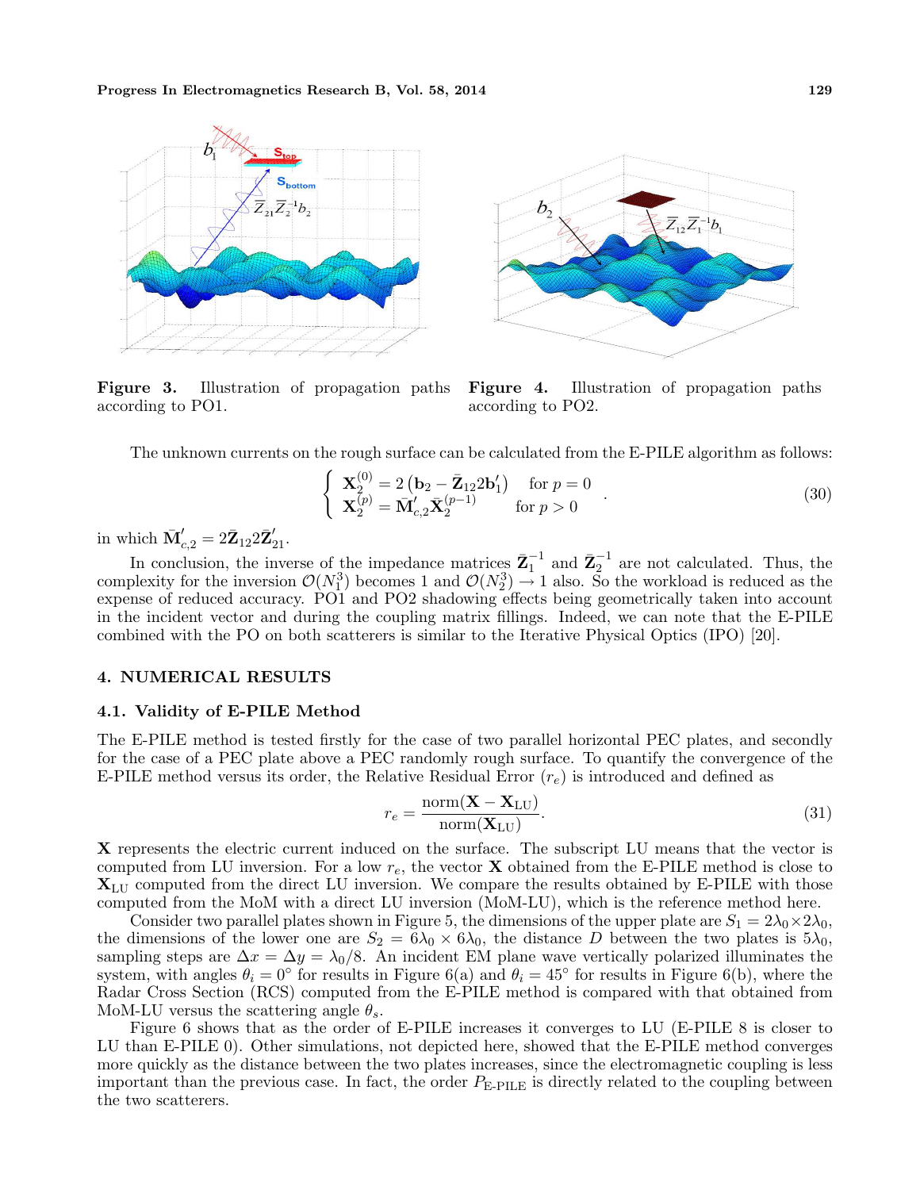Figure 3. Illustration of propagation paths according to PO1.

Figure 4. Illustration of propagation paths according to PO2.

The unknown currents on the rough surface can be calculated from the E-PILE algorithm as follows:

$$\begin{cases} \mathbf{X}_2^{(0)} = 2\left(\mathbf{b}_2 - \bar{\mathbf{Z}}_{12} 2\mathbf{b}_1'\right) & \text{for } p = 0 \\ \mathbf{X}_2^{(p)} = \bar{\mathbf{M}}_{c,2}' \bar{\mathbf{X}}_2^{(p-1)} & \text{for } p > 0 \end{cases} . \tag{30}$$

in which $\bar{\mathbf{M}}_{c,2}' = 2\bar{\mathbf{Z}}_{12} 2\bar{\mathbf{Z}}_{21}'$.

In conclusion, the inverse of the impedance matrices $\bar{\mathbf{Z}}_1^{-1}$ and $\bar{\mathbf{Z}}_2^{-1}$ are not calculated. Thus, the complexity for the inversion $\mathcal{O}(N_1^3)$ becomes 1 and $\mathcal{O}(N_2^3) \rightarrow 1$ also. So the workload is reduced as the expense of reduced accuracy. PO1 and PO2 shadowing effects being geometrically taken into account in the incident vector and during the coupling matrix fillings. Indeed, we can note that the E-PILE combined with the PO on both scatterers is similar to the Iterative Physical Optics (IPO) [20].

## 4. NUMERICAL RESULTS

### 4.1. Validity of E-PILE Method

The E-PILE method is tested firstly for the case of two parallel horizontal PEC plates, and secondly for the case of a PEC plate above a PEC randomly rough surface. To quantify the convergence of the E-PILE method versus its order, the Relative Residual Error ($r_e$) is introduced and defined as

$$r_e = \frac{\text{norm}(\mathbf{X} - \mathbf{X}_{\text{LU}})}{\text{norm}(\mathbf{X}_{\text{LU}})}. \tag{31}$$

$\mathbf{X}$ represents the electric current induced on the surface. The subscript LU means that the vector is computed from LU inversion. For a low $r_e$, the vector $\mathbf{X}$ obtained from the E-PILE method is close to $\mathbf{X}_{\text{LU}}$ computed from the direct LU inversion. We compare the results obtained by E-PILE with those computed from the MoM with a direct LU inversion (MoM-LU), which is the reference method here.

Consider two parallel plates shown in Figure 5, the dimensions of the upper plate are $S_1 = 2\lambda_0 \times 2\lambda_0$, the dimensions of the lower one are $S_2 = 6\lambda_0 \times 6\lambda_0$, the distance $D$ between the two plates is $5\lambda_0$, sampling steps are $\Delta x = \Delta y = \lambda_0/8$. An incident EM plane wave vertically polarized illuminates the system, with angles $\theta_i = 0°$ for results in Figure 6(a) and $\theta_i = 45°$ for results in Figure 6(b), where the Radar Cross Section (RCS) computed from the E-PILE method is compared with that obtained from MoM-LU versus the scattering angle $\theta_s$.

Figure 6 shows that as the order of E-PILE increases it converges to LU (E-PILE 8 is closer to LU than E-PILE 0). Other simulations, not depicted here, showed that the E-PILE method converges more quickly as the distance between the two plates increases, since the electromagnetic coupling is less important than the previous case. In fact, the order $P_{\text{E-PILE}}$ is directly related to the coupling between the two scatterers.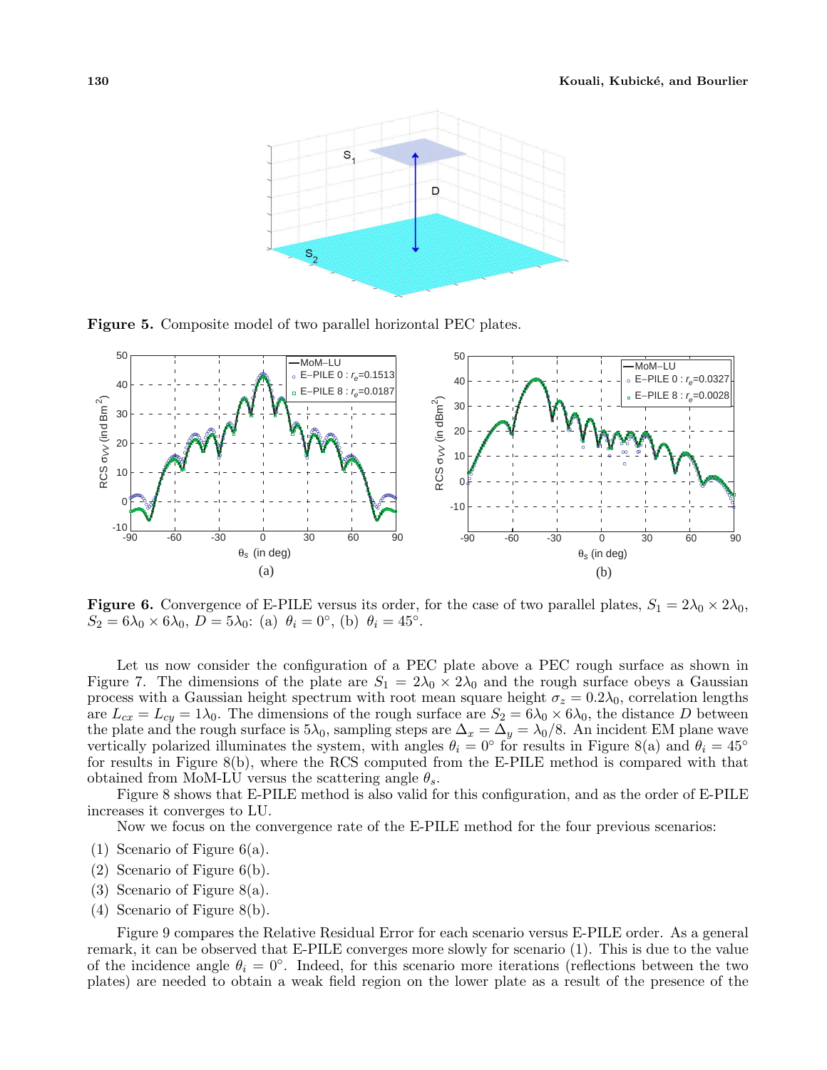S1

D

S2

**Figure 5.** Composite model of two parallel horizontal PEC plates.

MoM–LU
E–PILE 0 : $r_e$=0.1513
E–PILE 8 : $r_e$=0.0187
RCS $\sigma_{VV}$ (in dBm$^2$)
$\theta_s$ (in deg)
(a)

MoM–LU
E–PILE 0 : $r_e$=0.0327
E–PILE 8 : $r_e$=0.0028
RCS $\sigma_{VV}$ (in dBm$^2$)
$\theta_s$ (in deg)
(b)

**Figure 6.** Convergence of E-PILE versus its order, for the case of two parallel plates, $S_1 = 2\lambda_0 \times 2\lambda_0$, $S_2 = 6\lambda_0 \times 6\lambda_0$, $D = 5\lambda_0$: (a) $\theta_i = 0°$, (b) $\theta_i = 45°$.

Let us now consider the configuration of a PEC plate above a PEC rough surface as shown in Figure 7. The dimensions of the plate are $S_1 = 2\lambda_0 \times 2\lambda_0$ and the rough surface obeys a Gaussian process with a Gaussian height spectrum with root mean square height $\sigma_z = 0.2\lambda_0$, correlation lengths are $L_{cx} = L_{cy} = 1\lambda_0$. The dimensions of the rough surface are $S_2 = 6\lambda_0 \times 6\lambda_0$, the distance $D$ between the plate and the rough surface is $5\lambda_0$, sampling steps are $\Delta_x = \Delta_y = \lambda_0/8$. An incident EM plane wave vertically polarized illuminates the system, with angles $\theta_i = 0°$ for results in Figure 8(a) and $\theta_i = 45°$ for results in Figure 8(b), where the RCS computed from the E-PILE method is compared with that obtained from MoM-LU versus the scattering angle $\theta_s$.

Figure 8 shows that E-PILE method is also valid for this configuration, and as the order of E-PILE increases it converges to LU.

Now we focus on the convergence rate of the E-PILE method for the four previous scenarios:

(1) Scenario of Figure 6(a).
(2) Scenario of Figure 6(b).
(3) Scenario of Figure 8(a).
(4) Scenario of Figure 8(b).

Figure 9 compares the Relative Residual Error for each scenario versus E-PILE order. As a general remark, it can be observed that E-PILE converges more slowly for scenario (1). This is due to the value of the incidence angle $\theta_i = 0°$. Indeed, for this scenario more iterations (reflections between the two plates) are needed to obtain a weak field region on the lower plate as a result of the presence of the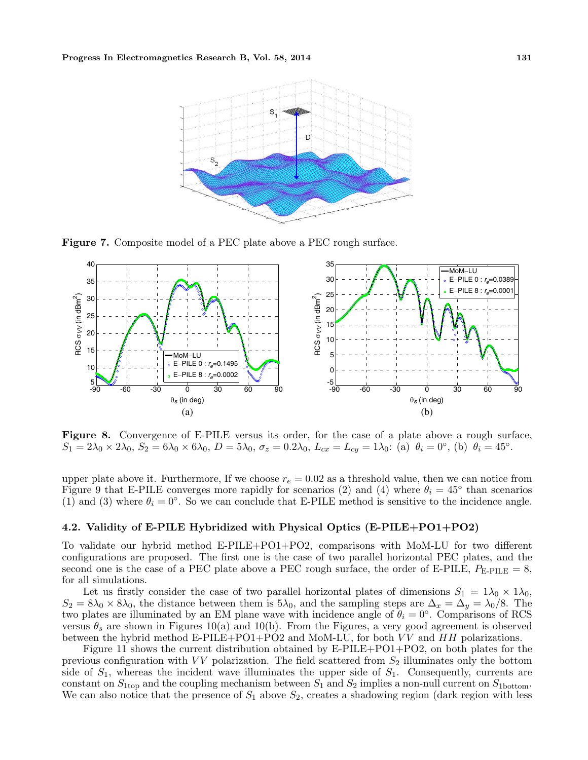S
1

D

S
2

**Figure 7.** Composite model of a PEC plate above a PEC rough surface.

RCS $\sigma_{VV}$ (in dBm$^2$)

$\theta_s$ (in deg)

MoM–LU

E–PILE 0 : $r_e$=0.1495

E–PILE 8 : $r_e$=0.0002

(a)

RCS $\sigma_{VV}$ (in dBm$^2$)

$\theta_s$ (in deg)

MoM–LU

E–PILE 0 : $r_e$=0.0389

E–PILE 8 : $r_e$=0.0001

(b)

**Figure 8.** Convergence of E-PILE versus its order, for the case of a plate above a rough surface, $S_1 = 2\lambda_0 \times 2\lambda_0$, $S_2 = 6\lambda_0 \times 6\lambda_0$, $D = 5\lambda_0$, $\sigma_z = 0.2\lambda_0$, $L_{cx} = L_{cy} = 1\lambda_0$: (a) $\theta_i = 0^\circ$, (b) $\theta_i = 45^\circ$.

upper plate above it. Furthermore, If we choose $r_e = 0.02$ as a threshold value, then we can notice from Figure 9 that E-PILE converges more rapidly for scenarios (2) and (4) where $\theta_i = 45^\circ$ than scenarios (1) and (3) where $\theta_i = 0^\circ$. So we can conclude that E-PILE method is sensitive to the incidence angle.

### 4.2. Validity of E-PILE Hybridized with Physical Optics (E-PILE+PO1+PO2)

To validate our hybrid method E-PILE+PO1+PO2, comparisons with MoM-LU for two different configurations are proposed. The first one is the case of two parallel horizontal PEC plates, and the second one is the case of a PEC plate above a PEC rough surface, the order of E-PILE, $P_{\text{E-PILE}} = 8$, for all simulations.

Let us firstly consider the case of two parallel horizontal plates of dimensions $S_1 = 1\lambda_0 \times 1\lambda_0$, $S_2 = 8\lambda_0 \times 8\lambda_0$, the distance between them is $5\lambda_0$, and the sampling steps are $\Delta_x = \Delta_y = \lambda_0/8$. The two plates are illuminated by an EM plane wave with incidence angle of $\theta_i = 0^\circ$. Comparisons of RCS versus $\theta_s$ are shown in Figures 10(a) and 10(b). From the Figures, a very good agreement is observed between the hybrid method E-PILE+PO1+PO2 and MoM-LU, for both $VV$ and $HH$ polarizations.

Figure 11 shows the current distribution obtained by E-PILE+PO1+PO2, on both plates for the previous configuration with $VV$ polarization. The field scattered from $S_2$ illuminates only the bottom side of $S_1$, whereas the incident wave illuminates the upper side of $S_1$. Consequently, currents are constant on $S_{1\text{top}}$ and the coupling mechanism between $S_1$ and $S_2$ implies a non-null current on $S_{1\text{bottom}}$. We can also notice that the presence of $S_1$ above $S_2$, creates a shadowing region (dark region with less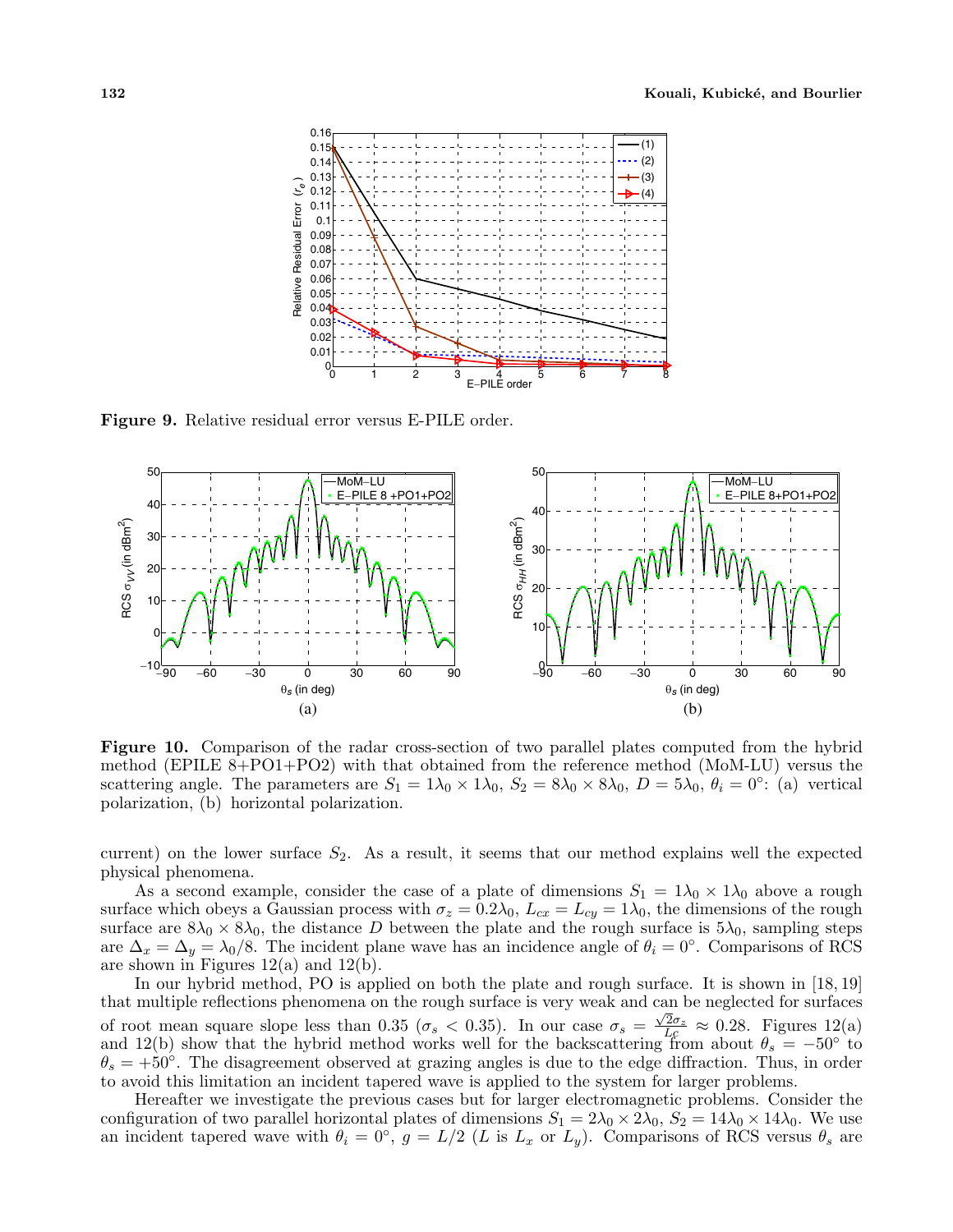0.16
0.15
0.14
0.13
0.12
0.11
0.1
0.09
0.08
0.07
0.06
0.05
0.04
0.03
0.02
0.01
0

Relative Residual Error ($r_e$)

0 1 2 3 4 5 6 7 8

E−PILE order

(1)
(2)
(3)
(4)

**Figure 9.** Relative residual error versus E-PILE order.

(a)

RCS $\sigma_{VV}$ (in dBm$^2$)

50
40
30
20
10
0
−10

−90 −60 −30 0 30 60 90

$\theta_s$ (in deg)

MoM−LU
E−PILE 8 +PO1+PO2

(b)

RCS $\sigma_{HH}$ (in dBm$^2$)

50
40
30
20
10
0

−90 −60 −30 0 30 60 90

$\theta_s$ (in deg)

MoM−LU
E−PILE 8+PO1+PO2

**Figure 10.** Comparison of the radar cross-section of two parallel plates computed from the hybrid method (EPILE 8+PO1+PO2) with that obtained from the reference method (MoM-LU) versus the scattering angle. The parameters are $S_1 = 1\lambda_0 \times 1\lambda_0$, $S_2 = 8\lambda_0 \times 8\lambda_0$, $D = 5\lambda_0$, $\theta_i = 0^\circ$: (a) vertical polarization, (b) horizontal polarization.

current) on the lower surface $S_2$. As a result, it seems that our method explains well the expected physical phenomena.

As a second example, consider the case of a plate of dimensions $S_1 = 1\lambda_0 \times 1\lambda_0$ above a rough surface which obeys a Gaussian process with $\sigma_z = 0.2\lambda_0$, $L_{cx} = L_{cy} = 1\lambda_0$, the dimensions of the rough surface are $8\lambda_0 \times 8\lambda_0$, the distance $D$ between the plate and the rough surface is $5\lambda_0$, sampling steps are $\Delta_x = \Delta_y = \lambda_0/8$. The incident plane wave has an incidence angle of $\theta_i = 0^\circ$. Comparisons of RCS are shown in Figures 12(a) and 12(b).

In our hybrid method, PO is applied on both the plate and rough surface. It is shown in [18, 19] that multiple reflections phenomena on the rough surface is very weak and can be neglected for surfaces of root mean square slope less than 0.35 ($\sigma_s < 0.35$). In our case $\sigma_s = \frac{\sqrt{2}\sigma_z}{L_c} \approx 0.28$. Figures 12(a) and 12(b) show that the hybrid method works well for the backscattering from about $\theta_s = -50^\circ$ to $\theta_s = +50^\circ$. The disagreement observed at grazing angles is due to the edge diffraction. Thus, in order to avoid this limitation an incident tapered wave is applied to the system for larger problems.

Hereafter we investigate the previous cases but for larger electromagnetic problems. Consider the configuration of two parallel horizontal plates of dimensions $S_1 = 2\lambda_0 \times 2\lambda_0$, $S_2 = 14\lambda_0 \times 14\lambda_0$. We use an incident tapered wave with $\theta_i = 0^\circ$, $g = L/2$ ($L$ is $L_x$ or $L_y$). Comparisons of RCS versus $\theta_s$ are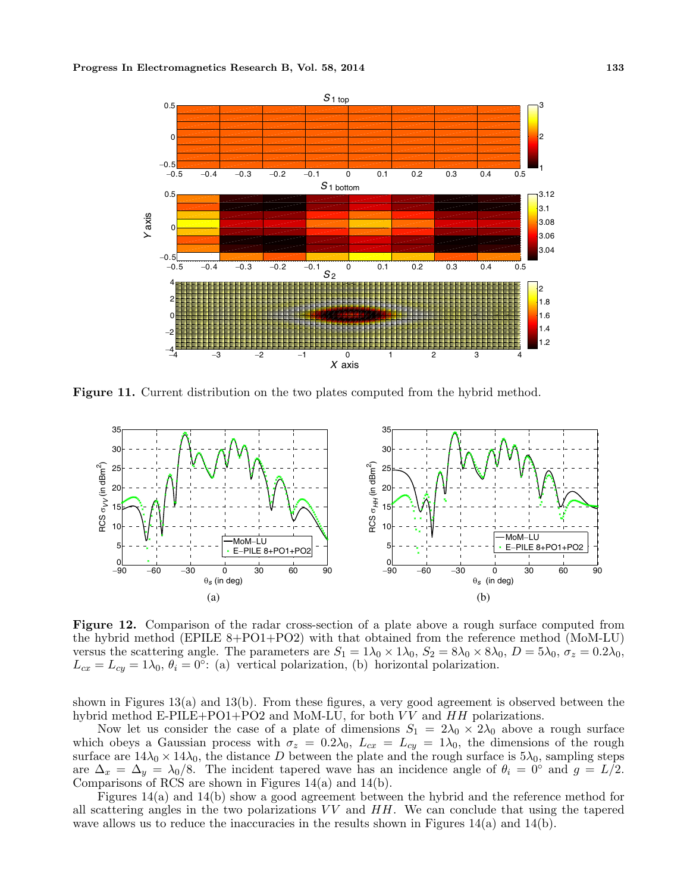$S_{1\ \text{top}}$

$S_{1\ \text{bottom}}$

$S_2$

Y axis

X axis

**Figure 11.** Current distribution on the two plates computed from the hybrid method.

MoM−LU

E−PILE 8+PO1+PO2

RCS $\sigma_{VV}$ (in dBm$^2$)

RCS $\sigma_{HH}$ (in dBm$^2$)

$\theta_s$ (in deg)

(a)

(b)

**Figure 12.** Comparison of the radar cross-section of a plate above a rough surface computed from the hybrid method (EPILE 8+PO1+PO2) with that obtained from the reference method (MoM-LU) versus the scattering angle. The parameters are $S_1 = 1\lambda_0 \times 1\lambda_0$, $S_2 = 8\lambda_0 \times 8\lambda_0$, $D = 5\lambda_0$, $\sigma_z = 0.2\lambda_0$, $L_{cx} = L_{cy} = 1\lambda_0$, $\theta_i = 0°$: (a) vertical polarization, (b) horizontal polarization.

shown in Figures 13(a) and 13(b). From these figures, a very good agreement is observed between the hybrid method E-PILE+PO1+PO2 and MoM-LU, for both $VV$ and $HH$ polarizations.

Now let us consider the case of a plate of dimensions $S_1 = 2\lambda_0 \times 2\lambda_0$ above a rough surface which obeys a Gaussian process with $\sigma_z = 0.2\lambda_0$, $L_{cx} = L_{cy} = 1\lambda_0$, the dimensions of the rough surface are $14\lambda_0 \times 14\lambda_0$, the distance $D$ between the plate and the rough surface is $5\lambda_0$, sampling steps are $\Delta_x = \Delta_y = \lambda_0/8$. The incident tapered wave has an incidence angle of $\theta_i = 0°$ and $g = L/2$. Comparisons of RCS are shown in Figures 14(a) and 14(b).

Figures 14(a) and 14(b) show a good agreement between the hybrid and the reference method for all scattering angles in the two polarizations $VV$ and $HH$. We can conclude that using the tapered wave allows us to reduce the inaccuracies in the results shown in Figures 14(a) and 14(b).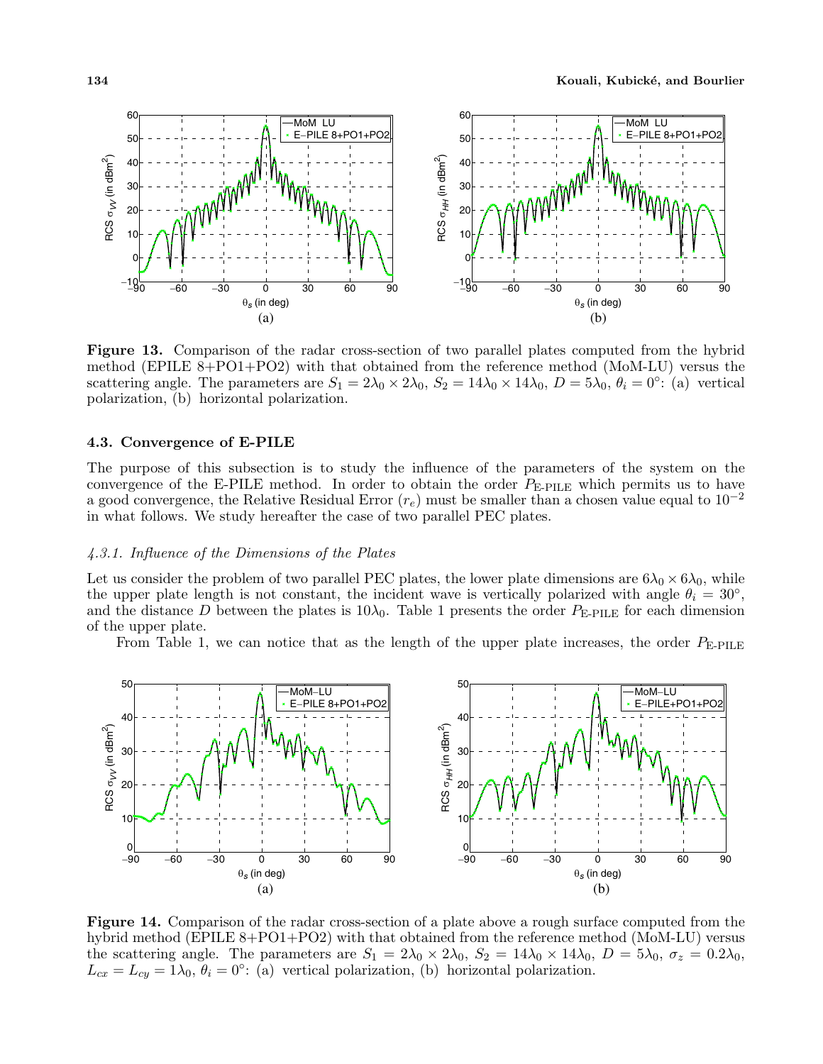60
50
40
30
20
10
0
−10
RCS $\sigma_{VV}$ (in dBm$^2$)
−90 −60 −30 0 30 60 90
$\theta_s$ (in deg)
MoM LU
E−PILE 8+PO1+PO2
(a)

60
50
40
30
20
10
0
−10
RCS $\sigma_{HH}$ (in dBm$^2$)
−90 −60 −30 0 30 60 90
$\theta_s$ (in deg)
MoM LU
E−PILE 8+PO1+PO2
(b)

**Figure 13.** Comparison of the radar cross-section of two parallel plates computed from the hybrid method (EPILE 8+PO1+PO2) with that obtained from the reference method (MoM-LU) versus the scattering angle. The parameters are $S_1 = 2\lambda_0 \times 2\lambda_0$, $S_2 = 14\lambda_0 \times 14\lambda_0$, $D = 5\lambda_0$, $\theta_i = 0°$: (a) vertical polarization, (b) horizontal polarization.

## 4.3. Convergence of E-PILE

The purpose of this subsection is to study the influence of the parameters of the system on the convergence of the E-PILE method. In order to obtain the order $P_{\text{E-PILE}}$ which permits us to have a good convergence, the Relative Residual Error ($r_e$) must be smaller than a chosen value equal to $10^{-2}$ in what follows. We study hereafter the case of two parallel PEC plates.

### *4.3.1. Influence of the Dimensions of the Plates*

Let us consider the problem of two parallel PEC plates, the lower plate dimensions are $6\lambda_0 \times 6\lambda_0$, while the upper plate length is not constant, the incident wave is vertically polarized with angle $\theta_i = 30°$, and the distance $D$ between the plates is $10\lambda_0$. Table 1 presents the order $P_{\text{E-PILE}}$ for each dimension of the upper plate.

From Table 1, we can notice that as the length of the upper plate increases, the order $P_{\text{E-PILE}}$

50
40
30
20
10
0
RCS $\sigma_{VV}$ (in dBm$^2$)
−90 −60 −30 0 30 60 90
$\theta_s$ (in deg)
MoM−LU
E−PILE 8+PO1+PO2
(a)

50
40
30
20
10
0
RCS $\sigma_{HH}$ (in dBm$^2$)
−90 −60 −30 0 30 60 90
$\theta_s$ (in deg)
MoM−LU
E−PILE+PO1+PO2
(b)

**Figure 14.** Comparison of the radar cross-section of a plate above a rough surface computed from the hybrid method (EPILE 8+PO1+PO2) with that obtained from the reference method (MoM-LU) versus the scattering angle. The parameters are $S_1 = 2\lambda_0 \times 2\lambda_0$, $S_2 = 14\lambda_0 \times 14\lambda_0$, $D = 5\lambda_0$, $\sigma_z = 0.2\lambda_0$, $L_{cx} = L_{cy} = 1\lambda_0$, $\theta_i = 0°$: (a) vertical polarization, (b) horizontal polarization.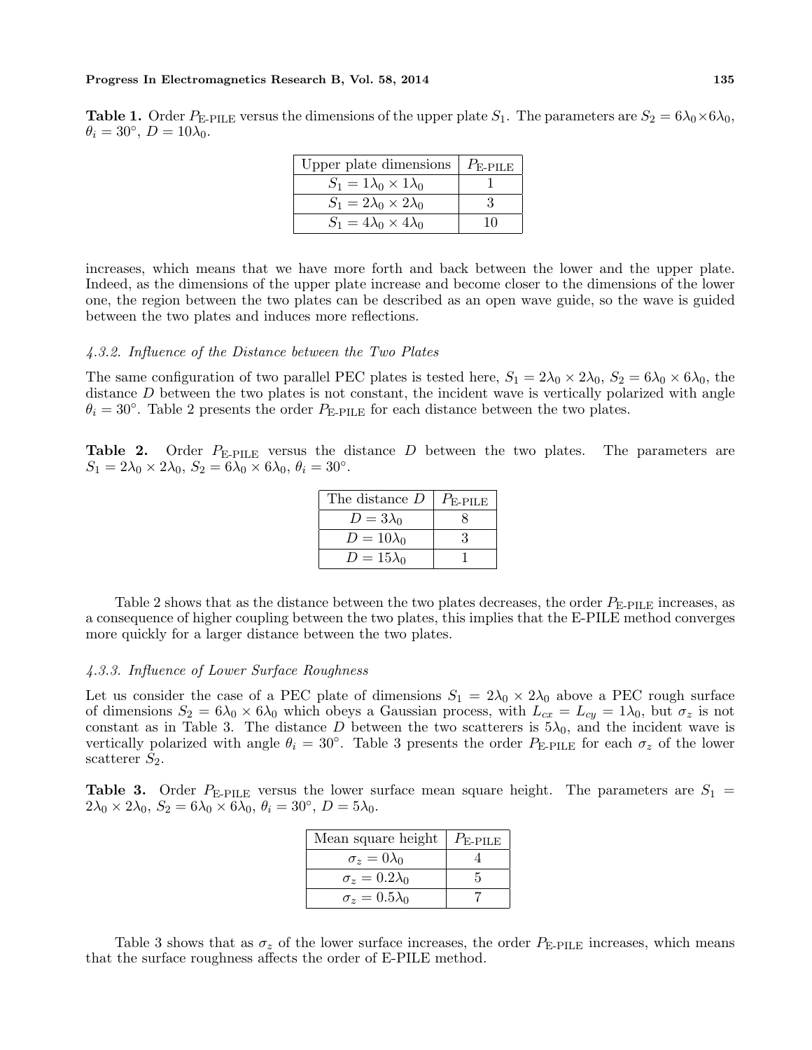**Table 1.** Order $P_{\text{E-PILE}}$ versus the dimensions of the upper plate $S_1$. The parameters are $S_2 = 6\lambda_0 \times 6\lambda_0$, $\theta_i = 30^\circ$, $D = 10\lambda_0$.

| Upper plate dimensions | $P_{\text{E-PILE}}$ |
|---|---|
| $S_1 = 1\lambda_0 \times 1\lambda_0$ | 1 |
| $S_1 = 2\lambda_0 \times 2\lambda_0$ | 3 |
| $S_1 = 4\lambda_0 \times 4\lambda_0$ | 10 |

increases, which means that we have more forth and back between the lower and the upper plate. Indeed, as the dimensions of the upper plate increase and become closer to the dimensions of the lower one, the region between the two plates can be described as an open wave guide, so the wave is guided between the two plates and induces more reflections.

#### *4.3.2. Influence of the Distance between the Two Plates*

The same configuration of two parallel PEC plates is tested here, $S_1 = 2\lambda_0 \times 2\lambda_0$, $S_2 = 6\lambda_0 \times 6\lambda_0$, the distance $D$ between the two plates is not constant, the incident wave is vertically polarized with angle $\theta_i = 30^\circ$. Table 2 presents the order $P_{\text{E-PILE}}$ for each distance between the two plates.

**Table 2.** Order $P_{\text{E-PILE}}$ versus the distance $D$ between the two plates. The parameters are $S_1 = 2\lambda_0 \times 2\lambda_0$, $S_2 = 6\lambda_0 \times 6\lambda_0$, $\theta_i = 30^\circ$.

| The distance $D$ | $P_{\text{E-PILE}}$ |
|---|---|
| $D = 3\lambda_0$ | 8 |
| $D = 10\lambda_0$ | 3 |
| $D = 15\lambda_0$ | 1 |

Table 2 shows that as the distance between the two plates decreases, the order $P_{\text{E-PILE}}$ increases, as a consequence of higher coupling between the two plates, this implies that the E-PILE method converges more quickly for a larger distance between the two plates.

#### *4.3.3. Influence of Lower Surface Roughness*

Let us consider the case of a PEC plate of dimensions $S_1 = 2\lambda_0 \times 2\lambda_0$ above a PEC rough surface of dimensions $S_2 = 6\lambda_0 \times 6\lambda_0$ which obeys a Gaussian process, with $L_{cx} = L_{cy} = 1\lambda_0$, but $\sigma_z$ is not constant as in Table 3. The distance $D$ between the two scatterers is $5\lambda_0$, and the incident wave is vertically polarized with angle $\theta_i = 30^\circ$. Table 3 presents the order $P_{\text{E-PILE}}$ for each $\sigma_z$ of the lower scatterer $S_2$.

**Table 3.** Order $P_{\text{E-PILE}}$ versus the lower surface mean square height. The parameters are $S_1 = 2\lambda_0 \times 2\lambda_0$, $S_2 = 6\lambda_0 \times 6\lambda_0$, $\theta_i = 30^\circ$, $D = 5\lambda_0$.

| Mean square height | $P_{\text{E-PILE}}$ |
|---|---|
| $\sigma_z = 0\lambda_0$ | 4 |
| $\sigma_z = 0.2\lambda_0$ | 5 |
| $\sigma_z = 0.5\lambda_0$ | 7 |

Table 3 shows that as $\sigma_z$ of the lower surface increases, the order $P_{\text{E-PILE}}$ increases, which means that the surface roughness affects the order of E-PILE method.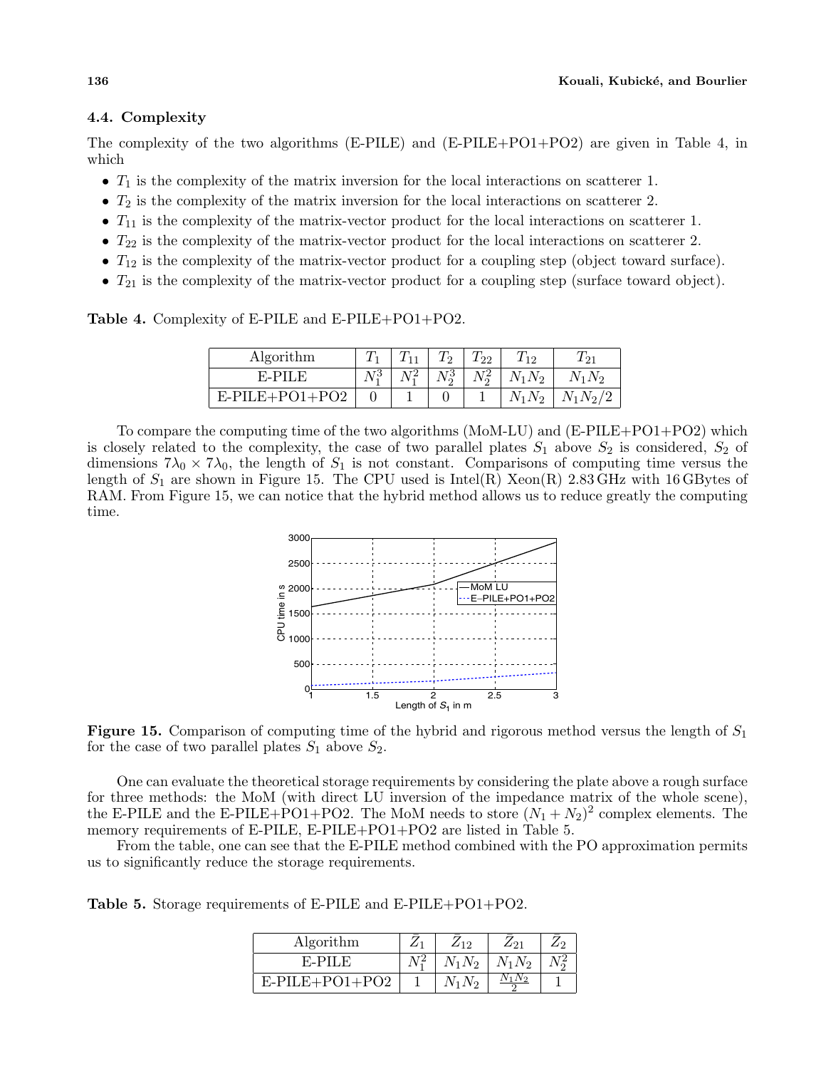### 4.4. Complexity

The complexity of the two algorithms (E-PILE) and (E-PILE+PO1+PO2) are given in Table 4, in which

- $T_1$ is the complexity of the matrix inversion for the local interactions on scatterer 1.
- $T_2$ is the complexity of the matrix inversion for the local interactions on scatterer 2.
- $T_{11}$ is the complexity of the matrix-vector product for the local interactions on scatterer 1.
- $T_{22}$ is the complexity of the matrix-vector product for the local interactions on scatterer 2.
- $T_{12}$ is the complexity of the matrix-vector product for a coupling step (object toward surface).
- $T_{21}$ is the complexity of the matrix-vector product for a coupling step (surface toward object).

**Table 4.** Complexity of E-PILE and E-PILE+PO1+PO2.

| Algorithm | $T_1$ | $T_{11}$ | $T_2$ | $T_{22}$ | $T_{12}$ | $T_{21}$ |
|---|---|---|---|---|---|---|
| E-PILE | $N_1^3$ | $N_1^2$ | $N_2^3$ | $N_2^2$ | $N_1N_2$ | $N_1N_2$ |
| E-PILE+PO1+PO2 | 0 | 1 | 0 | 1 | $N_1N_2$ | $N_1N_2/2$ |

To compare the computing time of the two algorithms (MoM-LU) and (E-PILE+PO1+PO2) which is closely related to the complexity, the case of two parallel plates $S_1$ above $S_2$ is considered, $S_2$ of dimensions $7\lambda_0 \times 7\lambda_0$, the length of $S_1$ is not constant. Comparisons of computing time versus the length of $S_1$ are shown in Figure 15. The CPU used is Intel(R) Xeon(R) 2.83 GHz with 16 GBytes of RAM. From Figure 15, we can notice that the hybrid method allows us to reduce greatly the computing time.

CPU time in s
3000
2500
2000
1500
1000
500
0
1
1.5
2
2.5
3
Length of $S_1$ in m
MoM LU
E-PILE+PO1+PO2

**Figure 15.** Comparison of computing time of the hybrid and rigorous method versus the length of $S_1$ for the case of two parallel plates $S_1$ above $S_2$.

One can evaluate the theoretical storage requirements by considering the plate above a rough surface for three methods: the MoM (with direct LU inversion of the impedance matrix of the whole scene), the E-PILE and the E-PILE+PO1+PO2. The MoM needs to store $(N_1 + N_2)^2$ complex elements. The memory requirements of E-PILE, E-PILE+PO1+PO2 are listed in Table 5.

From the table, one can see that the E-PILE method combined with the PO approximation permits us to significantly reduce the storage requirements.

**Table 5.** Storage requirements of E-PILE and E-PILE+PO1+PO2.

| Algorithm | $\bar{Z}_1$ | $\bar{Z}_{12}$ | $\bar{Z}_{21}$ | $\bar{Z}_2$ |
|---|---|---|---|---|
| E-PILE | $N_1^2$ | $N_1N_2$ | $N_1N_2$ | $N_2^2$ |
| E-PILE+PO1+PO2 | 1 | $N_1N_2$ | $\frac{N_1N_2}{2}$ | 1 |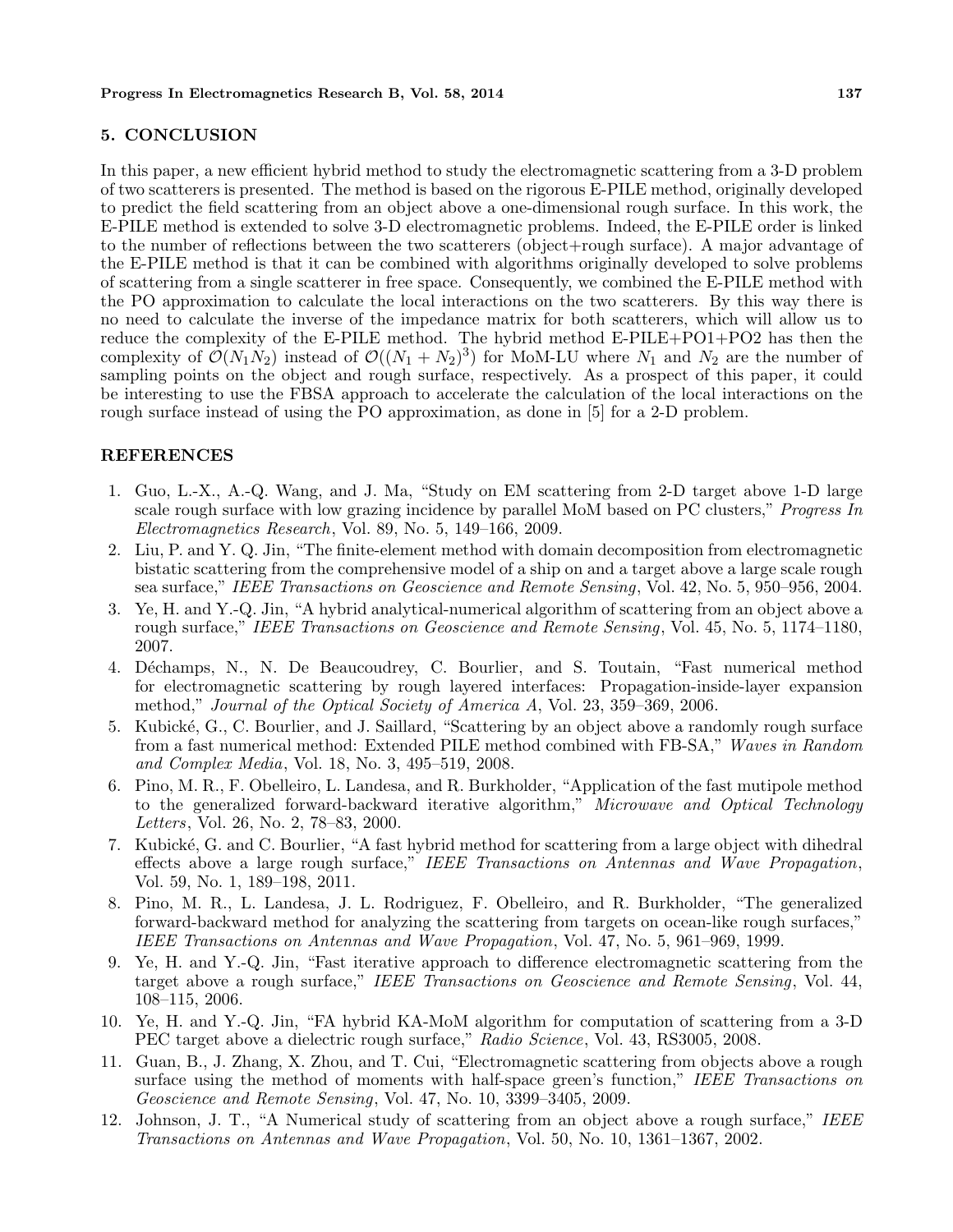## 5. CONCLUSION

In this paper, a new efficient hybrid method to study the electromagnetic scattering from a 3-D problem of two scatterers is presented. The method is based on the rigorous E-PILE method, originally developed to predict the field scattering from an object above a one-dimensional rough surface. In this work, the E-PILE method is extended to solve 3-D electromagnetic problems. Indeed, the E-PILE order is linked to the number of reflections between the two scatterers (object+rough surface). A major advantage of the E-PILE method is that it can be combined with algorithms originally developed to solve problems of scattering from a single scatterer in free space. Consequently, we combined the E-PILE method with the PO approximation to calculate the local interactions on the two scatterers. By this way there is no need to calculate the inverse of the impedance matrix for both scatterers, which will allow us to reduce the complexity of the E-PILE method. The hybrid method E-PILE+PO1+PO2 has then the complexity of $\mathcal{O}(N_1 N_2)$ instead of $\mathcal{O}((N_1 + N_2)^3)$ for MoM-LU where $N_1$ and $N_2$ are the number of sampling points on the object and rough surface, respectively. As a prospect of this paper, it could be interesting to use the FBSA approach to accelerate the calculation of the local interactions on the rough surface instead of using the PO approximation, as done in [5] for a 2-D problem.

## REFERENCES

1. Guo, L.-X., A.-Q. Wang, and J. Ma, "Study on EM scattering from 2-D target above 1-D large scale rough surface with low grazing incidence by parallel MoM based on PC clusters," *Progress In Electromagnetics Research*, Vol. 89, No. 5, 149–166, 2009.
2. Liu, P. and Y. Q. Jin, "The finite-element method with domain decomposition from electromagnetic bistatic scattering from the comprehensive model of a ship on and a target above a large scale rough sea surface," *IEEE Transactions on Geoscience and Remote Sensing*, Vol. 42, No. 5, 950–956, 2004.
3. Ye, H. and Y.-Q. Jin, "A hybrid analytical-numerical algorithm of scattering from an object above a rough surface," *IEEE Transactions on Geoscience and Remote Sensing*, Vol. 45, No. 5, 1174–1180, 2007.
4. Déchamps, N., N. De Beaucoudrey, C. Bourlier, and S. Toutain, "Fast numerical method for electromagnetic scattering by rough layered interfaces: Propagation-inside-layer expansion method," *Journal of the Optical Society of America A*, Vol. 23, 359–369, 2006.
5. Kubické, G., C. Bourlier, and J. Saillard, "Scattering by an object above a randomly rough surface from a fast numerical method: Extended PILE method combined with FB-SA," *Waves in Random and Complex Media*, Vol. 18, No. 3, 495–519, 2008.
6. Pino, M. R., F. Obelleiro, L. Landesa, and R. Burkholder, "Application of the fast mutipole method to the generalized forward-backward iterative algorithm," *Microwave and Optical Technology Letters*, Vol. 26, No. 2, 78–83, 2000.
7. Kubické, G. and C. Bourlier, "A fast hybrid method for scattering from a large object with dihedral effects above a large rough surface," *IEEE Transactions on Antennas and Wave Propagation*, Vol. 59, No. 1, 189–198, 2011.
8. Pino, M. R., L. Landesa, J. L. Rodriguez, F. Obelleiro, and R. Burkholder, "The generalized forward-backward method for analyzing the scattering from targets on ocean-like rough surfaces," *IEEE Transactions on Antennas and Wave Propagation*, Vol. 47, No. 5, 961–969, 1999.
9. Ye, H. and Y.-Q. Jin, "Fast iterative approach to difference electromagnetic scattering from the target above a rough surface," *IEEE Transactions on Geoscience and Remote Sensing*, Vol. 44, 108–115, 2006.
10. Ye, H. and Y.-Q. Jin, "FA hybrid KA-MoM algorithm for computation of scattering from a 3-D PEC target above a dielectric rough surface," *Radio Science*, Vol. 43, RS3005, 2008.
11. Guan, B., J. Zhang, X. Zhou, and T. Cui, "Electromagnetic scattering from objects above a rough surface using the method of moments with half-space green's function," *IEEE Transactions on Geoscience and Remote Sensing*, Vol. 47, No. 10, 3399–3405, 2009.
12. Johnson, J. T., "A Numerical study of scattering from an object above a rough surface," *IEEE Transactions on Antennas and Wave Propagation*, Vol. 50, No. 10, 1361–1367, 2002.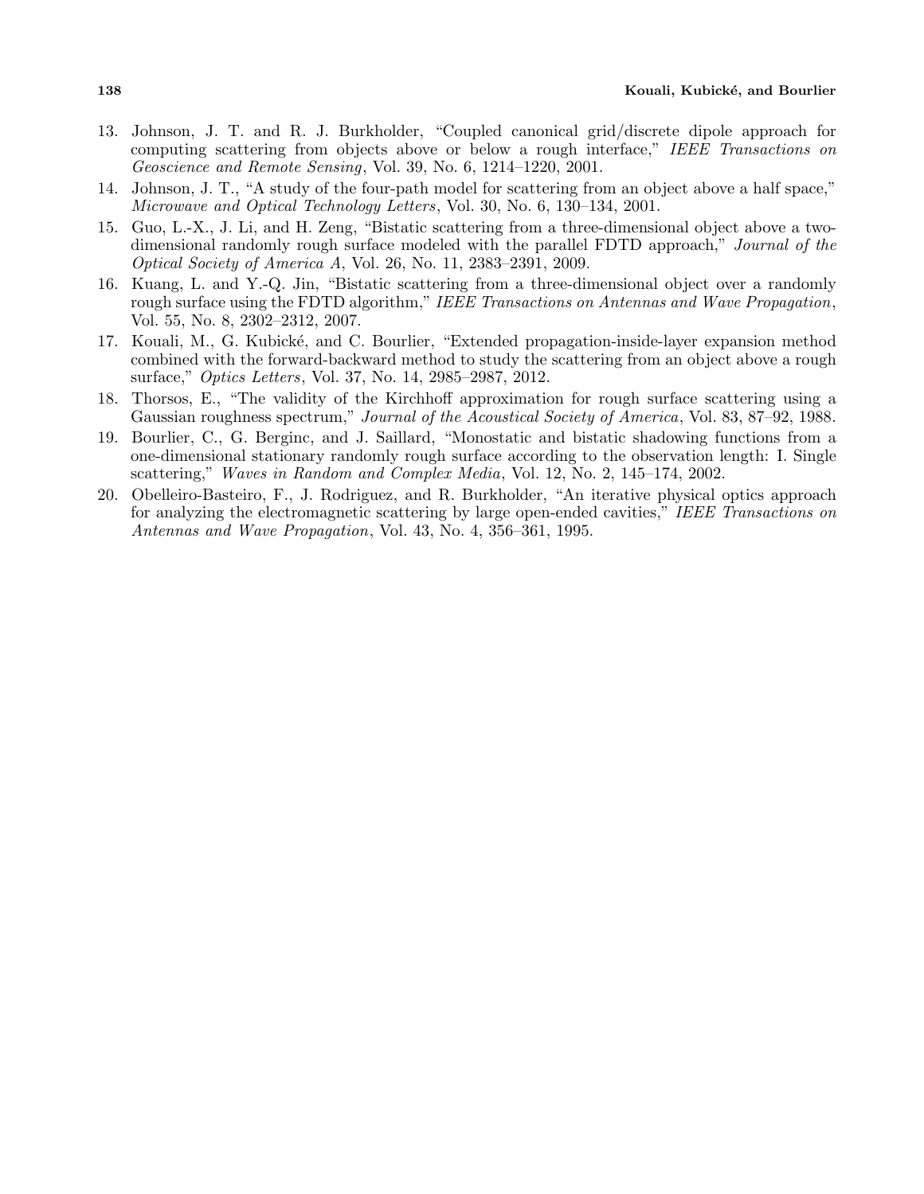13. Johnson, J. T. and R. J. Burkholder, "Coupled canonical grid/discrete dipole approach for computing scattering from objects above or below a rough interface," *IEEE Transactions on Geoscience and Remote Sensing*, Vol. 39, No. 6, 1214–1220, 2001.
14. Johnson, J. T., "A study of the four-path model for scattering from an object above a half space," *Microwave and Optical Technology Letters*, Vol. 30, No. 6, 130–134, 2001.
15. Guo, L.-X., J. Li, and H. Zeng, "Bistatic scattering from a three-dimensional object above a two-dimensional randomly rough surface modeled with the parallel FDTD approach," *Journal of the Optical Society of America A*, Vol. 26, No. 11, 2383–2391, 2009.
16. Kuang, L. and Y.-Q. Jin, "Bistatic scattering from a three-dimensional object over a randomly rough surface using the FDTD algorithm," *IEEE Transactions on Antennas and Wave Propagation*, Vol. 55, No. 8, 2302–2312, 2007.
17. Kouali, M., G. Kubické, and C. Bourlier, "Extended propagation-inside-layer expansion method combined with the forward-backward method to study the scattering from an object above a rough surface," *Optics Letters*, Vol. 37, No. 14, 2985–2987, 2012.
18. Thorsos, E., "The validity of the Kirchhoff approximation for rough surface scattering using a Gaussian roughness spectrum," *Journal of the Acoustical Society of America*, Vol. 83, 87–92, 1988.
19. Bourlier, C., G. Berginc, and J. Saillard, "Monostatic and bistatic shadowing functions from a one-dimensional stationary randomly rough surface according to the observation length: I. Single scattering," *Waves in Random and Complex Media*, Vol. 12, No. 2, 145–174, 2002.
20. Obelleiro-Basteiro, F., J. Rodriguez, and R. Burkholder, "An iterative physical optics approach for analyzing the electromagnetic scattering by large open-ended cavities," *IEEE Transactions on Antennas and Wave Propagation*, Vol. 43, No. 4, 356–361, 1995.